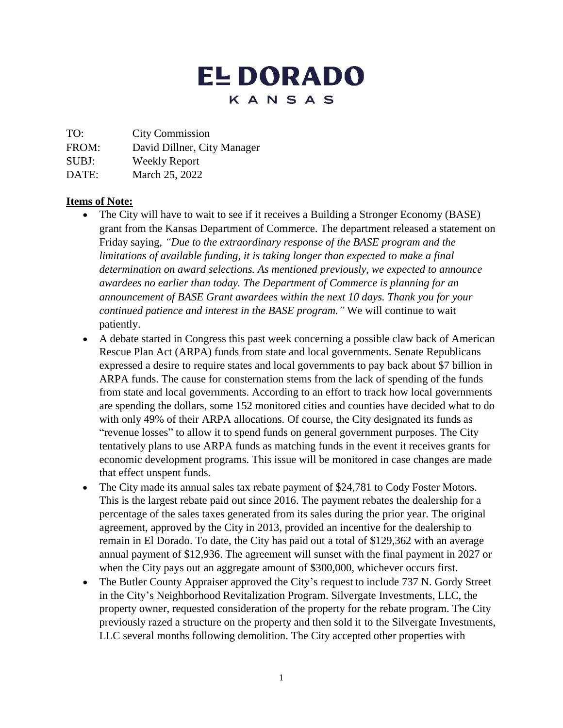# EL DORADO

## KANSAS

TO: City Commission
FROM: David Dillner, City Manager
SUBJ: Weekly Report
DATE: March 25, 2022

**Items of Note:**

- The City will have to wait to see if it receives a Building a Stronger Economy (BASE) grant from the Kansas Department of Commerce. The department released a statement on Friday saying, *"Due to the extraordinary response of the BASE program and the limitations of available funding, it is taking longer than expected to make a final determination on award selections. As mentioned previously, we expected to announce awardees no earlier than today. The Department of Commerce is planning for an announcement of BASE Grant awardees within the next 10 days. Thank you for your continued patience and interest in the BASE program."* We will continue to wait patiently.
- A debate started in Congress this past week concerning a possible claw back of American Rescue Plan Act (ARPA) funds from state and local governments. Senate Republicans expressed a desire to require states and local governments to pay back about $7 billion in ARPA funds. The cause for consternation stems from the lack of spending of the funds from state and local governments. According to an effort to track how local governments are spending the dollars, some 152 monitored cities and counties have decided what to do with only 49% of their ARPA allocations. Of course, the City designated its funds as "revenue losses" to allow it to spend funds on general government purposes. The City tentatively plans to use ARPA funds as matching funds in the event it receives grants for economic development programs. This issue will be monitored in case changes are made that effect unspent funds.
- The City made its annual sales tax rebate payment of $24,781 to Cody Foster Motors. This is the largest rebate paid out since 2016. The payment rebates the dealership for a percentage of the sales taxes generated from its sales during the prior year. The original agreement, approved by the City in 2013, provided an incentive for the dealership to remain in El Dorado. To date, the City has paid out a total of $129,362 with an average annual payment of $12,936. The agreement will sunset with the final payment in 2027 or when the City pays out an aggregate amount of $300,000, whichever occurs first.
- The Butler County Appraiser approved the City's request to include 737 N. Gordy Street in the City's Neighborhood Revitalization Program. Silvergate Investments, LLC, the property owner, requested consideration of the property for the rebate program. The City previously razed a structure on the property and then sold it to the Silvergate Investments, LLC several months following demolition. The City accepted other properties with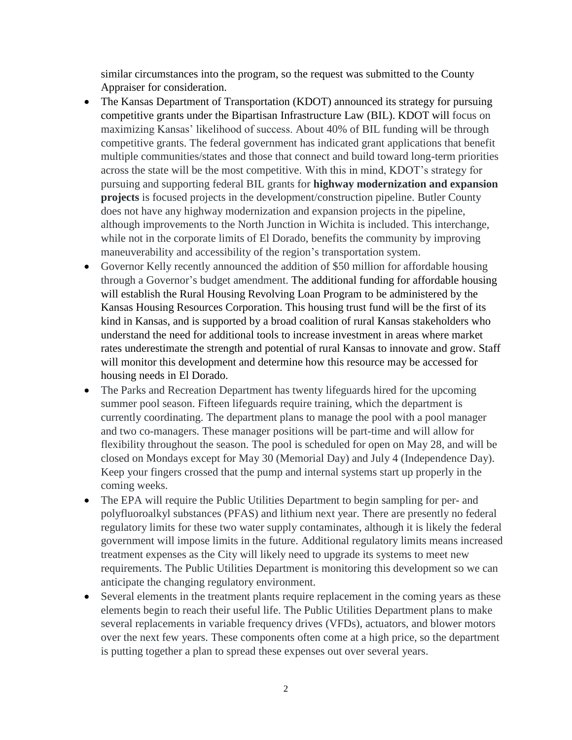similar circumstances into the program, so the request was submitted to the County Appraiser for consideration.

- The Kansas Department of Transportation (KDOT) announced its strategy for pursuing competitive grants under the Bipartisan Infrastructure Law (BIL). KDOT will focus on maximizing Kansas' likelihood of success. About 40% of BIL funding will be through competitive grants. The federal government has indicated grant applications that benefit multiple communities/states and those that connect and build toward long-term priorities across the state will be the most competitive. With this in mind, KDOT's strategy for pursuing and supporting federal BIL grants for **highway modernization and expansion projects** is focused projects in the development/construction pipeline. Butler County does not have any highway modernization and expansion projects in the pipeline, although improvements to the North Junction in Wichita is included. This interchange, while not in the corporate limits of El Dorado, benefits the community by improving maneuverability and accessibility of the region's transportation system.
- Governor Kelly recently announced the addition of $50 million for affordable housing through a Governor's budget amendment. The additional funding for affordable housing will establish the Rural Housing Revolving Loan Program to be administered by the Kansas Housing Resources Corporation. This housing trust fund will be the first of its kind in Kansas, and is supported by a broad coalition of rural Kansas stakeholders who understand the need for additional tools to increase investment in areas where market rates underestimate the strength and potential of rural Kansas to innovate and grow. Staff will monitor this development and determine how this resource may be accessed for housing needs in El Dorado.
- The Parks and Recreation Department has twenty lifeguards hired for the upcoming summer pool season. Fifteen lifeguards require training, which the department is currently coordinating. The department plans to manage the pool with a pool manager and two co-managers. These manager positions will be part-time and will allow for flexibility throughout the season. The pool is scheduled for open on May 28, and will be closed on Mondays except for May 30 (Memorial Day) and July 4 (Independence Day). Keep your fingers crossed that the pump and internal systems start up properly in the coming weeks.
- The EPA will require the Public Utilities Department to begin sampling for per- and polyfluoroalkyl substances (PFAS) and lithium next year. There are presently no federal regulatory limits for these two water supply contaminates, although it is likely the federal government will impose limits in the future. Additional regulatory limits means increased treatment expenses as the City will likely need to upgrade its systems to meet new requirements. The Public Utilities Department is monitoring this development so we can anticipate the changing regulatory environment.
- Several elements in the treatment plants require replacement in the coming years as these elements begin to reach their useful life. The Public Utilities Department plans to make several replacements in variable frequency drives (VFDs), actuators, and blower motors over the next few years. These components often come at a high price, so the department is putting together a plan to spread these expenses out over several years.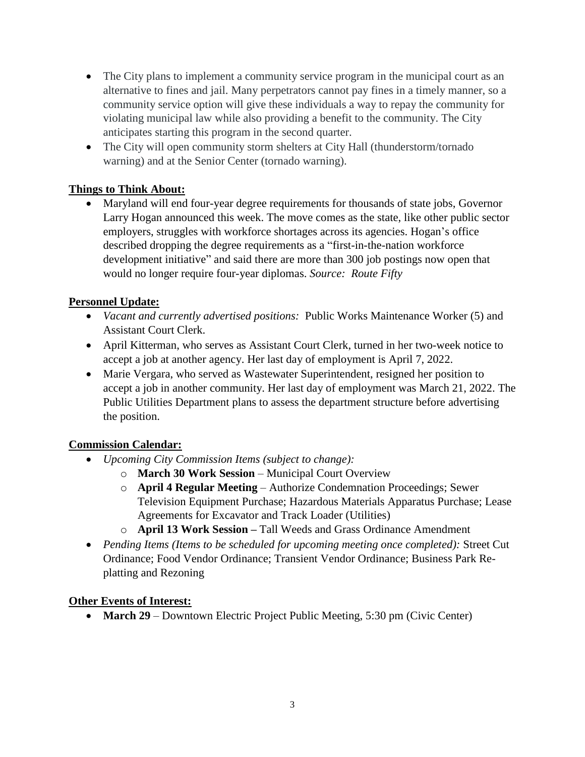- The City plans to implement a community service program in the municipal court as an alternative to fines and jail. Many perpetrators cannot pay fines in a timely manner, so a community service option will give these individuals a way to repay the community for violating municipal law while also providing a benefit to the community. The City anticipates starting this program in the second quarter.
- The City will open community storm shelters at City Hall (thunderstorm/tornado warning) and at the Senior Center (tornado warning).

**Things to Think About:**

- Maryland will end four-year degree requirements for thousands of state jobs, Governor Larry Hogan announced this week. The move comes as the state, like other public sector employers, struggles with workforce shortages across its agencies. Hogan's office described dropping the degree requirements as a "first-in-the-nation workforce development initiative" and said there are more than 300 job postings now open that would no longer require four-year diplomas. *Source: Route Fifty*

**Personnel Update:**

- *Vacant and currently advertised positions:* Public Works Maintenance Worker (5) and Assistant Court Clerk.
- April Kitterman, who serves as Assistant Court Clerk, turned in her two-week notice to accept a job at another agency. Her last day of employment is April 7, 2022.
- Marie Vergara, who served as Wastewater Superintendent, resigned her position to accept a job in another community. Her last day of employment was March 21, 2022. The Public Utilities Department plans to assess the department structure before advertising the position.

**Commission Calendar:**

- *Upcoming City Commission Items (subject to change):*
  - **March 30 Work Session** – Municipal Court Overview
  - **April 4 Regular Meeting** – Authorize Condemnation Proceedings; Sewer Television Equipment Purchase; Hazardous Materials Apparatus Purchase; Lease Agreements for Excavator and Track Loader (Utilities)
  - **April 13 Work Session –** Tall Weeds and Grass Ordinance Amendment
- *Pending Items (Items to be scheduled for upcoming meeting once completed):* Street Cut Ordinance; Food Vendor Ordinance; Transient Vendor Ordinance; Business Park Re-platting and Rezoning

**Other Events of Interest:**

- **March 29** – Downtown Electric Project Public Meeting, 5:30 pm (Civic Center)